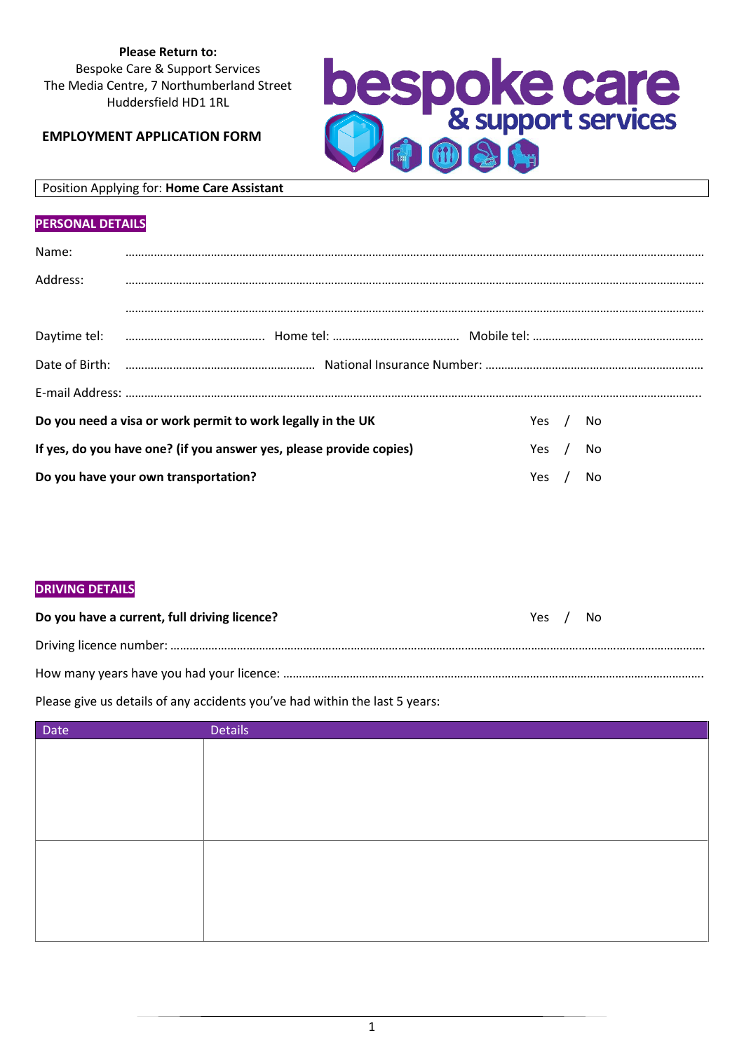**Please Return to:**
Bespoke Care & Support Services
The Media Centre, 7 Northumberland Street
Huddersfield HD1 1RL

**EMPLOYMENT APPLICATION FORM**

bespoke care & support services

Position Applying for: **Home Care Assistant**

## PERSONAL DETAILS

Name: ……………………………………………………………………………………………………………………………………

Address: ……………………………………………………………………………………………………………………………………

……………………………………………………………………………………………………………………………………

Daytime tel: …………………………………….. Home tel: ………………………………… Mobile tel: ………………………………………………

Date of Birth: …………………………………………………… National Insurance Number: ……………………………………………………………

E-mail Address: …………………………………………………………………………………………………………………………………….

**Do you need a visa or work permit to work legally in the UK** Yes / No

**If yes, do you have one? (if you answer yes, please provide copies)** Yes / No

**Do you have your own transportation?** Yes / No

## DRIVING DETAILS

**Do you have a current, full driving licence?** Yes / No

Driving licence number: ………………………………………………………………………………………………………………………………………

How many years have you had your licence: …………………………………………………………………………………………………………

Please give us details of any accidents you've had within the last 5 years:

| Date | Details |
|---|---|
| | |
| | |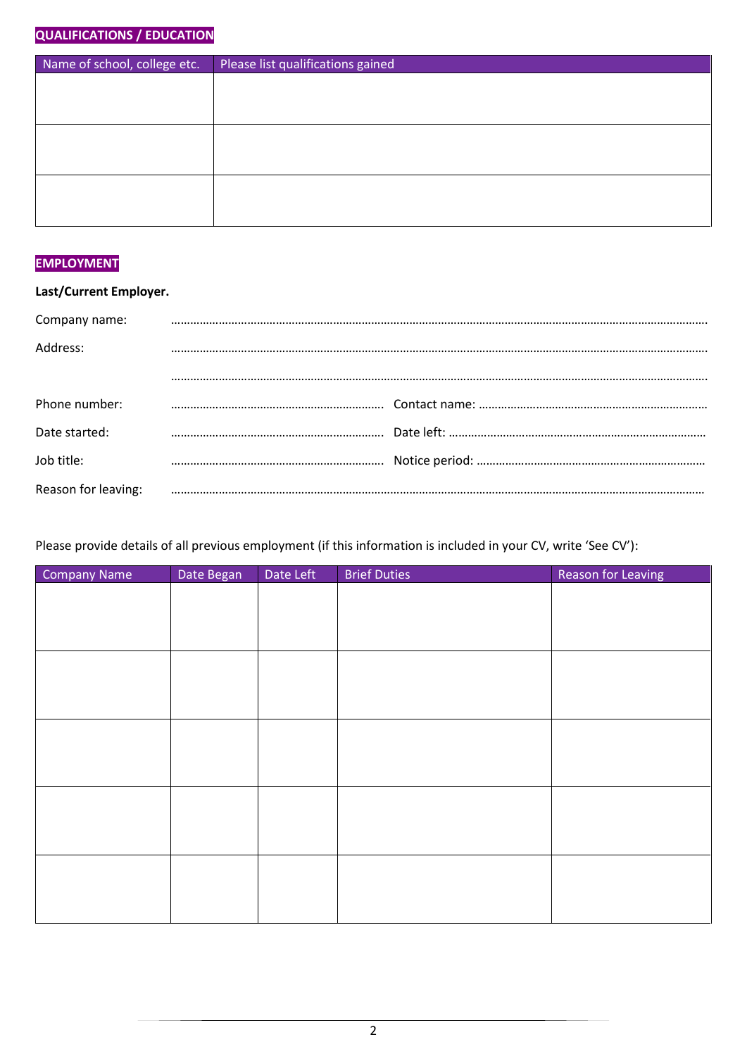## QUALIFICATIONS / EDUCATION

| Name of school, college etc. | Please list qualifications gained |
|---|---|
| | |
| | |
| | |

## EMPLOYMENT

**Last/Current Employer.**

Company name: ……………………………………………………………………………………………………………

Address: ……………………………………………………………………………………………………………

……………………………………………………………………………………………………………

Phone number: ………………………………………… Contact name: …………………………………………

Date started: ………………………………………… Date left: …………………………………………

Job title: ………………………………………… Notice period: …………………………………………

Reason for leaving: ……………………………………………………………………………………………………………

Please provide details of all previous employment (if this information is included in your CV, write 'See CV'):

| Company Name | Date Began | Date Left | Brief Duties | Reason for Leaving |
|---|---|---|---|---|
| | | | | |
| | | | | |
| | | | | |
| | | | | |
| | | | | |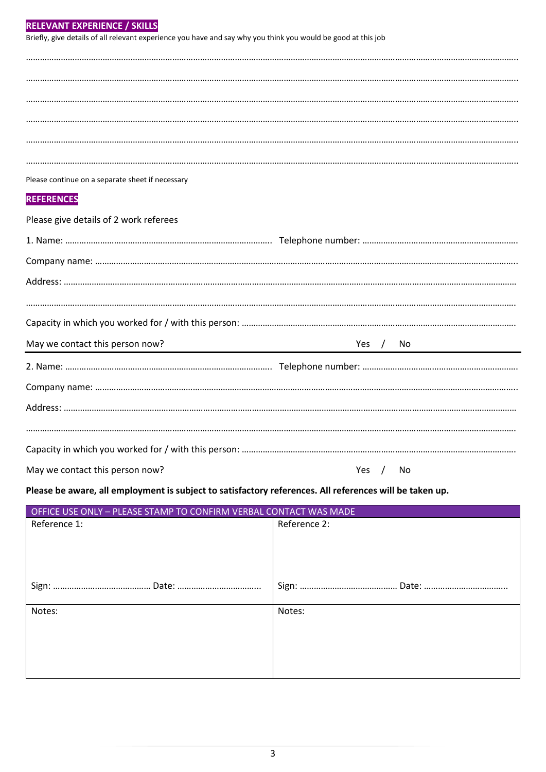## RELEVANT EXPERIENCE / SKILLS

Briefly, give details of all relevant experience you have and say why you think you would be good at this job

…………………………………………………………………………………………………………………………………………………………………………

…………………………………………………………………………………………………………………………………………………………………………

…………………………………………………………………………………………………………………………………………………………………………

…………………………………………………………………………………………………………………………………………………………………………

…………………………………………………………………………………………………………………………………………………………………………

…………………………………………………………………………………………………………………………………………………………………………

Please continue on a separate sheet if necessary

## REFERENCES

Please give details of 2 work referees

1. Name: ……………………………………………………………… Telephone number: ……………………………………………………

Company name: …………………………………………………………………………………………………………………………………

Address: …………………………………………………………………………………………………………………………………………

…………………………………………………………………………………………………………………………………………………………

Capacity in which you worked for / with this person: ……………………………………………………………………………………

May we contact this person now? Yes / No

---

2. Name: ……………………………………………………………… Telephone number: ……………………………………………………

Company name: …………………………………………………………………………………………………………………………………

Address: …………………………………………………………………………………………………………………………………………

…………………………………………………………………………………………………………………………………………………………

Capacity in which you worked for / with this person: ……………………………………………………………………………………

May we contact this person now? Yes / No

**Please be aware, all employment is subject to satisfactory references. All references will be taken up.**

| OFFICE USE ONLY – PLEASE STAMP TO CONFIRM VERBAL CONTACT WAS MADE | |
|---|---|
| Reference 1:<br><br><br>Sign: …………………………… Date: …………………………… | Reference 2:<br><br><br>Sign: …………………………… Date: …………………………… |
| Notes: | Notes: |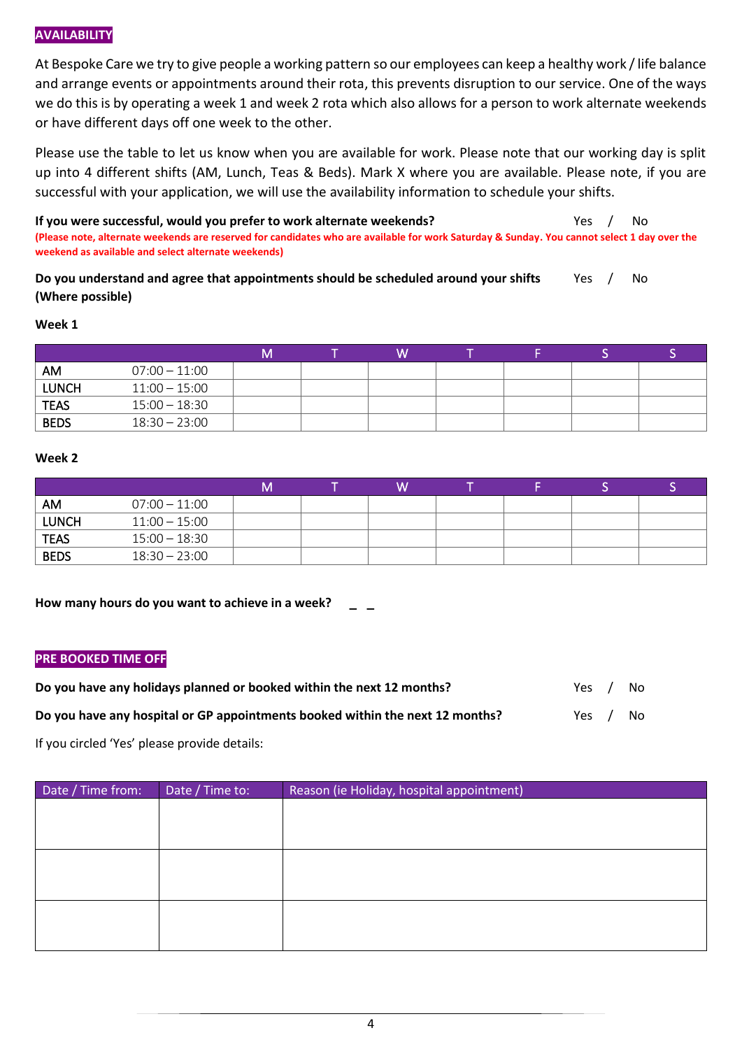## AVAILABILITY

At Bespoke Care we try to give people a working pattern so our employees can keep a healthy work / life balance and arrange events or appointments around their rota, this prevents disruption to our service. One of the ways we do this is by operating a week 1 and week 2 rota which also allows for a person to work alternate weekends or have different days off one week to the other.

Please use the table to let us know when you are available for work. Please note that our working day is split up into 4 different shifts (AM, Lunch, Teas & Beds). Mark X where you are available. Please note, if you are successful with your application, we will use the availability information to schedule your shifts.

**If you were successful, would you prefer to work alternate weekends?** Yes / No

**(Please note, alternate weekends are reserved for candidates who are available for work Saturday & Sunday. You cannot select 1 day over the weekend as available and select alternate weekends)**

**Do you understand and agree that appointments should be scheduled around your shifts (Where possible)** Yes / No

**Week 1**

| | | M | T | W | T | F | S | S |
|---|---|---|---|---|---|---|---|---|
| AM | 07:00 – 11:00 | | | | | | | |
| LUNCH | 11:00 – 15:00 | | | | | | | |
| TEAS | 15:00 – 18:30 | | | | | | | |
| BEDS | 18:30 – 23:00 | | | | | | | |

**Week 2**

| | | M | T | W | T | F | S | S |
|---|---|---|---|---|---|---|---|---|
| AM | 07:00 – 11:00 | | | | | | | |
| LUNCH | 11:00 – 15:00 | | | | | | | |
| TEAS | 15:00 – 18:30 | | | | | | | |
| BEDS | 18:30 – 23:00 | | | | | | | |

**How many hours do you want to achieve in a week?** _ _

## PRE BOOKED TIME OFF

**Do you have any holidays planned or booked within the next 12 months?** Yes / No

**Do you have any hospital or GP appointments booked within the next 12 months?** Yes / No

If you circled 'Yes' please provide details:

| Date / Time from: | Date / Time to: | Reason (ie Holiday, hospital appointment) |
|---|---|---|
| | | |
| | | |
| | | |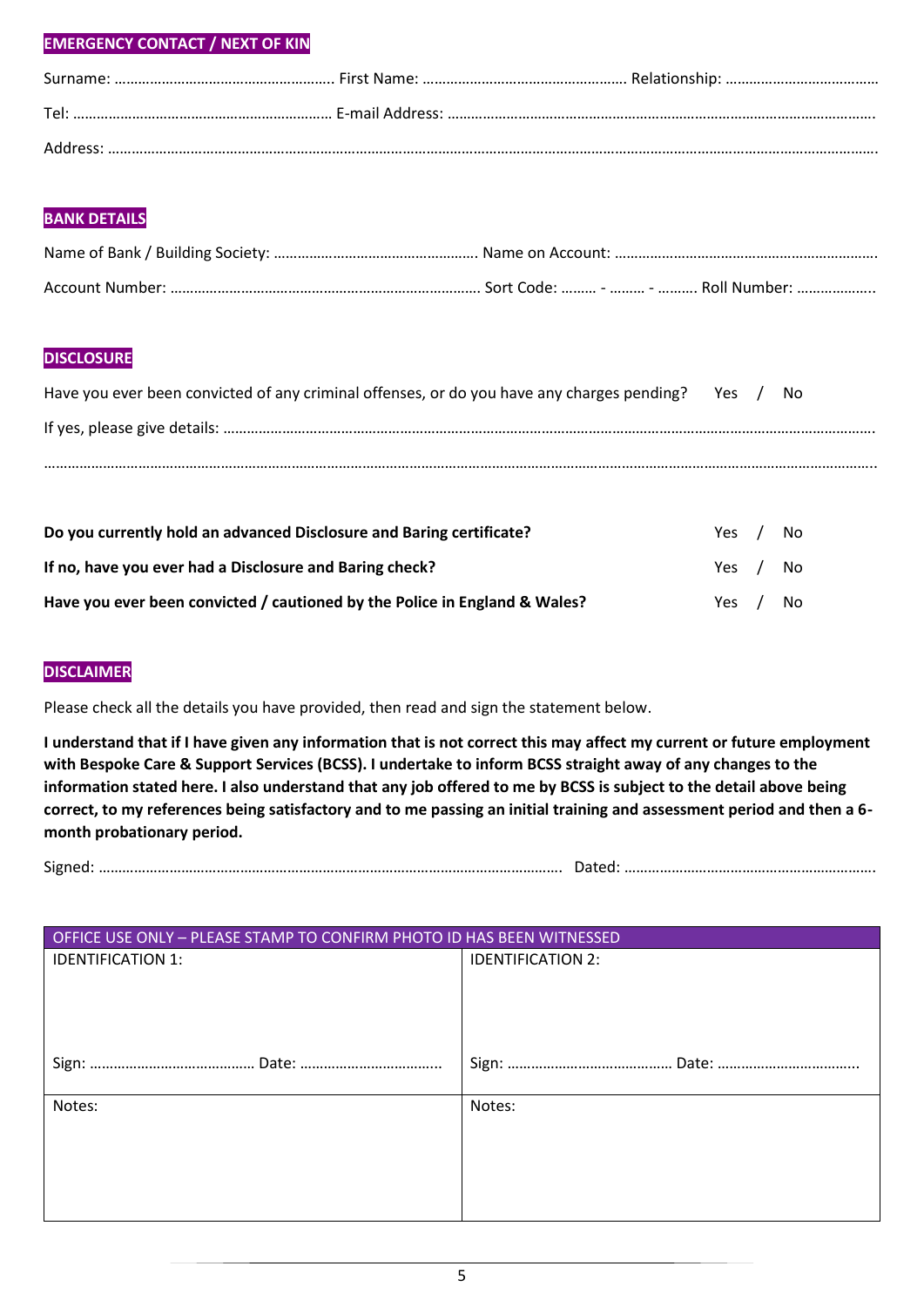## EMERGENCY CONTACT / NEXT OF KIN

Surname: ……………………………………………….. First Name: …………………………………………… Relationship: ………………………………

Tel: ………………………………………………………… E-mail Address: ……………………………………………………………………………………………….

Address: ……………………………………………………………………………………………………………………………………………………………………….

## BANK DETAILS

Name of Bank / Building Society: …………………………………………… Name on Account: ………………………………………………………….

Account Number: ……………………………………………………………………. Sort Code: ……… - ……… - ………. Roll Number: ………………..

## DISCLOSURE

Have you ever been convicted of any criminal offenses, or do you have any charges pending? Yes / No

If yes, please give details: ……………………………………………………………………………………………………………………………………………

……………………………………………………………………………………………………………………………………………………………………………………..

**Do you currently hold an advanced Disclosure and Baring certificate?** Yes / No

**If no, have you ever had a Disclosure and Baring check?** Yes / No

**Have you ever been convicted / cautioned by the Police in England & Wales?** Yes / No

## DISCLAIMER

Please check all the details you have provided, then read and sign the statement below.

**I understand that if I have given any information that is not correct this may affect my current or future employment with Bespoke Care & Support Services (BCSS). I undertake to inform BCSS straight away of any changes to the information stated here. I also understand that any job offered to me by BCSS is subject to the detail above being correct, to my references being satisfactory and to me passing an initial training and assessment period and then a 6-month probationary period.**

Signed: ……………………………………………………………………………………………… Dated: ……………………………………………………….

| OFFICE USE ONLY – PLEASE STAMP TO CONFIRM PHOTO ID HAS BEEN WITNESSED | |
|---|---|
| IDENTIFICATION 1:<br><br>Sign: …………………………………. Date: ……………………………. | IDENTIFICATION 2:<br><br>Sign: …………………………………. Date: ……………………………. |
| Notes: | Notes: |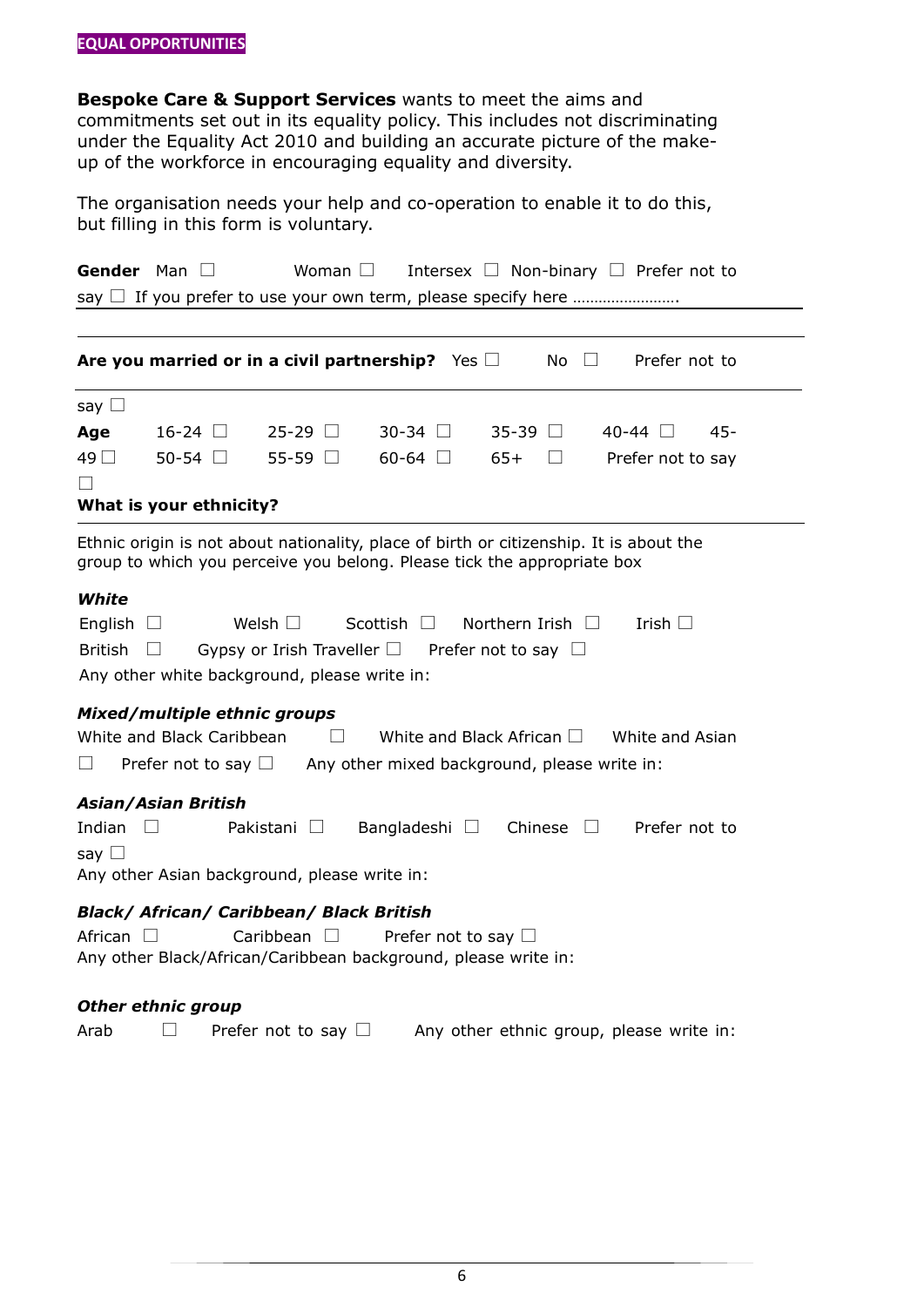**EQUAL OPPORTUNITIES**

**Bespoke Care & Support Services** wants to meet the aims and commitments set out in its equality policy. This includes not discriminating under the Equality Act 2010 and building an accurate picture of the make-up of the workforce in encouraging equality and diversity.

The organisation needs your help and co-operation to enable it to do this, but filling in this form is voluntary.

**Gender** Man ☐ Woman ☐ Intersex ☐ Non-binary ☐ Prefer not to say ☐ If you prefer to use your own term, please specify here …………………….

**Are you married or in a civil partnership?** Yes ☐ No ☐ Prefer not to say ☐

**Age** 16-24 ☐ 25-29 ☐ 30-34 ☐ 35-39 ☐ 40-44 ☐ 45-49 ☐ 50-54 ☐ 55-59 ☐ 60-64 ☐ 65+ ☐ Prefer not to say ☐

**What is your ethnicity?**

Ethnic origin is not about nationality, place of birth or citizenship. It is about the group to which you perceive you belong. Please tick the appropriate box

***White***

English ☐ Welsh ☐ Scottish ☐ Northern Irish ☐ Irish ☐
British ☐ Gypsy or Irish Traveller ☐ Prefer not to say ☐
Any other white background, please write in:

***Mixed/multiple ethnic groups***

White and Black Caribbean ☐ White and Black African ☐ White and Asian ☐ Prefer not to say ☐ Any other mixed background, please write in:

***Asian/Asian British***

Indian ☐ Pakistani ☐ Bangladeshi ☐ Chinese ☐ Prefer not to say ☐
Any other Asian background, please write in:

***Black/ African/ Caribbean/ Black British***

African ☐ Caribbean ☐ Prefer not to say ☐
Any other Black/African/Caribbean background, please write in:

***Other ethnic group***

Arab ☐ Prefer not to say ☐ Any other ethnic group, please write in: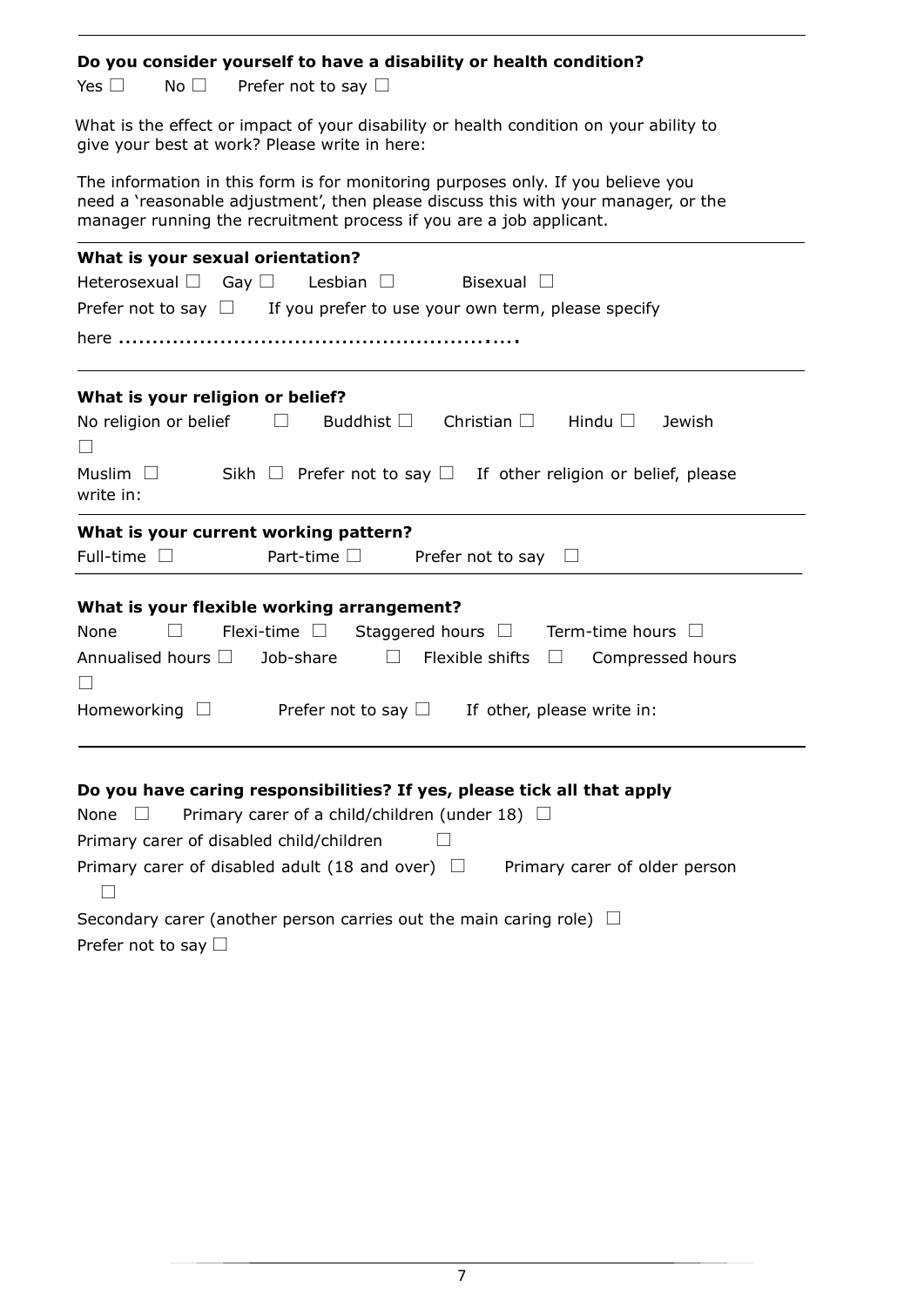**Do you consider yourself to have a disability or health condition?**

Yes ☐ No ☐ Prefer not to say ☐

What is the effect or impact of your disability or health condition on your ability to give your best at work? Please write in here:

The information in this form is for monitoring purposes only. If you believe you need a 'reasonable adjustment', then please discuss this with your manager, or the manager running the recruitment process if you are a job applicant.

---

**What is your sexual orientation?**

Heterosexual ☐ Gay ☐ Lesbian ☐ Bisexual ☐

Prefer not to say ☐ If you prefer to use your own term, please specify here ……………………………………………………

---

**What is your religion or belief?**

No religion or belief ☐ Buddhist ☐ Christian ☐ Hindu ☐ Jewish ☐

Muslim ☐ Sikh ☐ Prefer not to say ☐ If other religion or belief, please write in:

---

**What is your current working pattern?**

Full-time ☐ Part-time ☐ Prefer not to say ☐

---

**What is your flexible working arrangement?**

None ☐ Flexi-time ☐ Staggered hours ☐ Term-time hours ☐

Annualised hours ☐ Job-share ☐ Flexible shifts ☐ Compressed hours ☐

Homeworking ☐ Prefer not to say ☐ If other, please write in:

---

**Do you have caring responsibilities? If yes, please tick all that apply**

None ☐ Primary carer of a child/children (under 18) ☐

Primary carer of disabled child/children ☐

Primary carer of disabled adult (18 and over) ☐ Primary carer of older person ☐

Secondary carer (another person carries out the main caring role) ☐

Prefer not to say ☐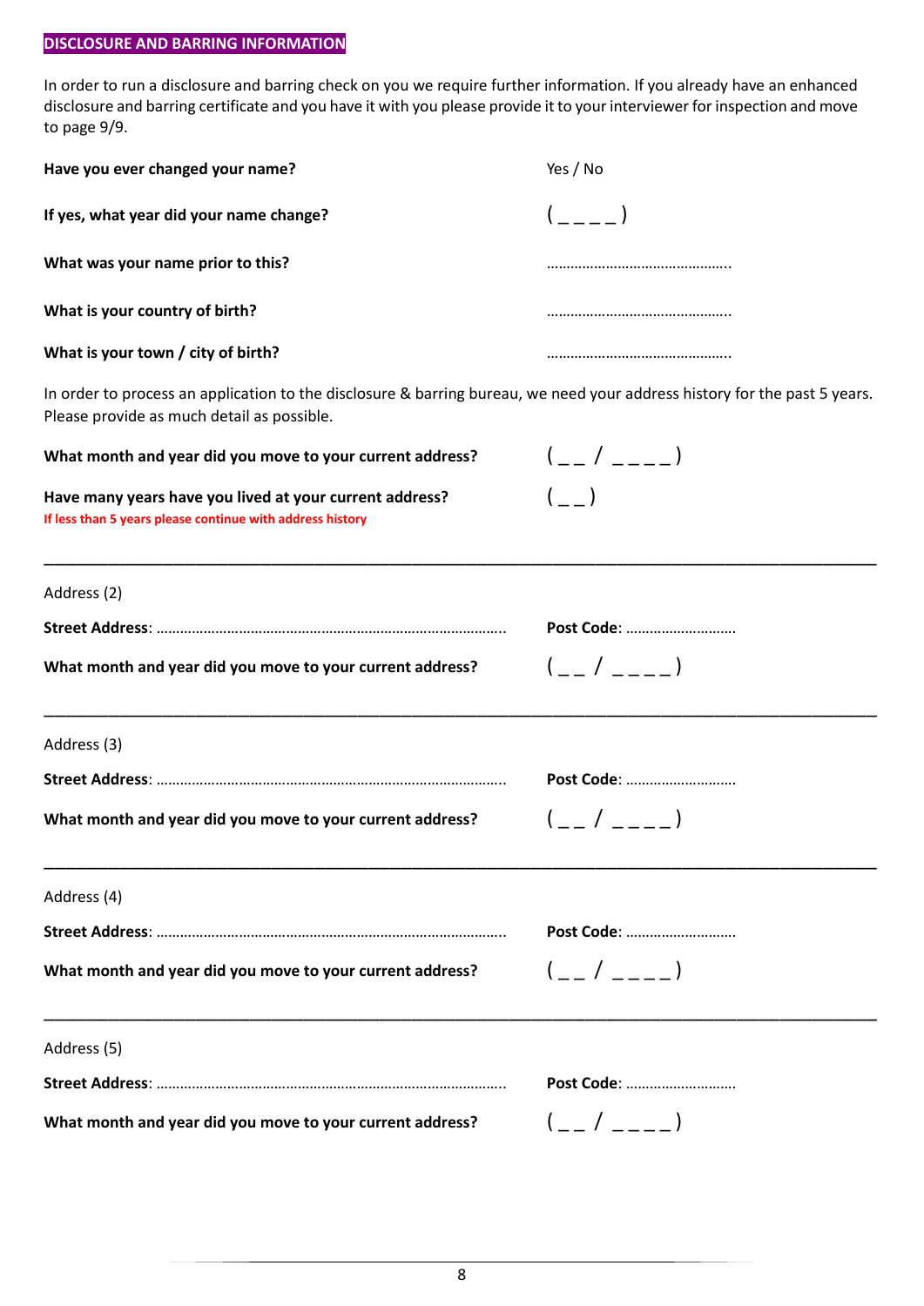## DISCLOSURE AND BARRING INFORMATION

In order to run a disclosure and barring check on you we require further information. If you already have an enhanced disclosure and barring certificate and you have it with you please provide it to your interviewer for inspection and move to page 9/9.

**Have you ever changed your name?** Yes / No

**If yes, what year did your name change?** ( _ _ _ _ )

**What was your name prior to this?** ………………………………………..

**What is your country of birth?** ………………………………………..

**What is your town / city of birth?** ………………………………………..

In order to process an application to the disclosure & barring bureau, we need your address history for the past 5 years. Please provide as much detail as possible.

**What month and year did you move to your current address?** ( _ _ / _ _ _ _ )

**Have many years have you lived at your current address?** ( _ _ )
**If less than 5 years please continue with address history**

---

Address (2)

**Street Address**: ……………………………………………………………………………. **Post Code**: ……………………….

**What month and year did you move to your current address?** ( _ _ / _ _ _ _ )

---

Address (3)

**Street Address**: ……………………………………………………………………………. **Post Code**: ……………………….

**What month and year did you move to your current address?** ( _ _ / _ _ _ _ )

---

Address (4)

**Street Address**: ……………………………………………………………………………. **Post Code**: ……………………….

**What month and year did you move to your current address?** ( _ _ / _ _ _ _ )

---

Address (5)

**Street Address**: ……………………………………………………………………………. **Post Code**: ……………………….

**What month and year did you move to your current address?** ( _ _ / _ _ _ _ )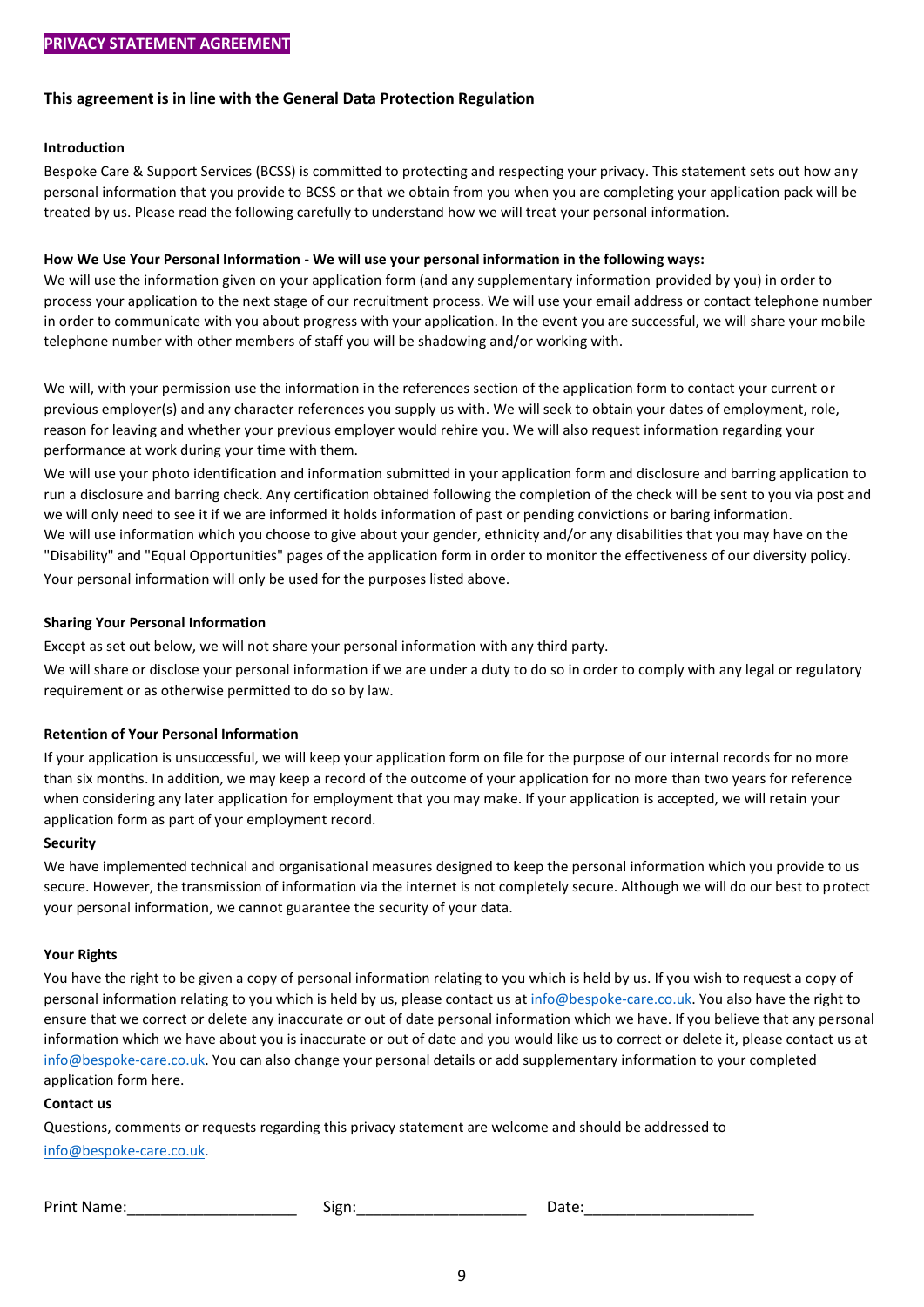# PRIVACY STATEMENT AGREEMENT

## This agreement is in line with the General Data Protection Regulation

**Introduction**

Bespoke Care & Support Services (BCSS) is committed to protecting and respecting your privacy. This statement sets out how any personal information that you provide to BCSS or that we obtain from you when you are completing your application pack will be treated by us. Please read the following carefully to understand how we will treat your personal information.

**How We Use Your Personal Information - We will use your personal information in the following ways:**

We will use the information given on your application form (and any supplementary information provided by you) in order to process your application to the next stage of our recruitment process. We will use your email address or contact telephone number in order to communicate with you about progress with your application. In the event you are successful, we will share your mobile telephone number with other members of staff you will be shadowing and/or working with.

We will, with your permission use the information in the references section of the application form to contact your current or previous employer(s) and any character references you supply us with. We will seek to obtain your dates of employment, role, reason for leaving and whether your previous employer would rehire you. We will also request information regarding your performance at work during your time with them.

We will use your photo identification and information submitted in your application form and disclosure and barring application to run a disclosure and barring check. Any certification obtained following the completion of the check will be sent to you via post and we will only need to see it if we are informed it holds information of past or pending convictions or baring information.

We will use information which you choose to give about your gender, ethnicity and/or any disabilities that you may have on the "Disability" and "Equal Opportunities" pages of the application form in order to monitor the effectiveness of our diversity policy.

Your personal information will only be used for the purposes listed above.

**Sharing Your Personal Information**

Except as set out below, we will not share your personal information with any third party.

We will share or disclose your personal information if we are under a duty to do so in order to comply with any legal or regulatory requirement or as otherwise permitted to do so by law.

**Retention of Your Personal Information**

If your application is unsuccessful, we will keep your application form on file for the purpose of our internal records for no more than six months. In addition, we may keep a record of the outcome of your application for no more than two years for reference when considering any later application for employment that you may make. If your application is accepted, we will retain your application form as part of your employment record.

**Security**

We have implemented technical and organisational measures designed to keep the personal information which you provide to us secure. However, the transmission of information via the internet is not completely secure. Although we will do our best to protect your personal information, we cannot guarantee the security of your data.

**Your Rights**

You have the right to be given a copy of personal information relating to you which is held by us. If you wish to request a copy of personal information relating to you which is held by us, please contact us at info@bespoke-care.co.uk. You also have the right to ensure that we correct or delete any inaccurate or out of date personal information which we have. If you believe that any personal information which we have about you is inaccurate or out of date and you would like us to correct or delete it, please contact us at info@bespoke-care.co.uk. You can also change your personal details or add supplementary information to your completed application form here.

**Contact us**

Questions, comments or requests regarding this privacy statement are welcome and should be addressed to info@bespoke-care.co.uk.

Print Name:____________________ Sign:____________________ Date:____________________